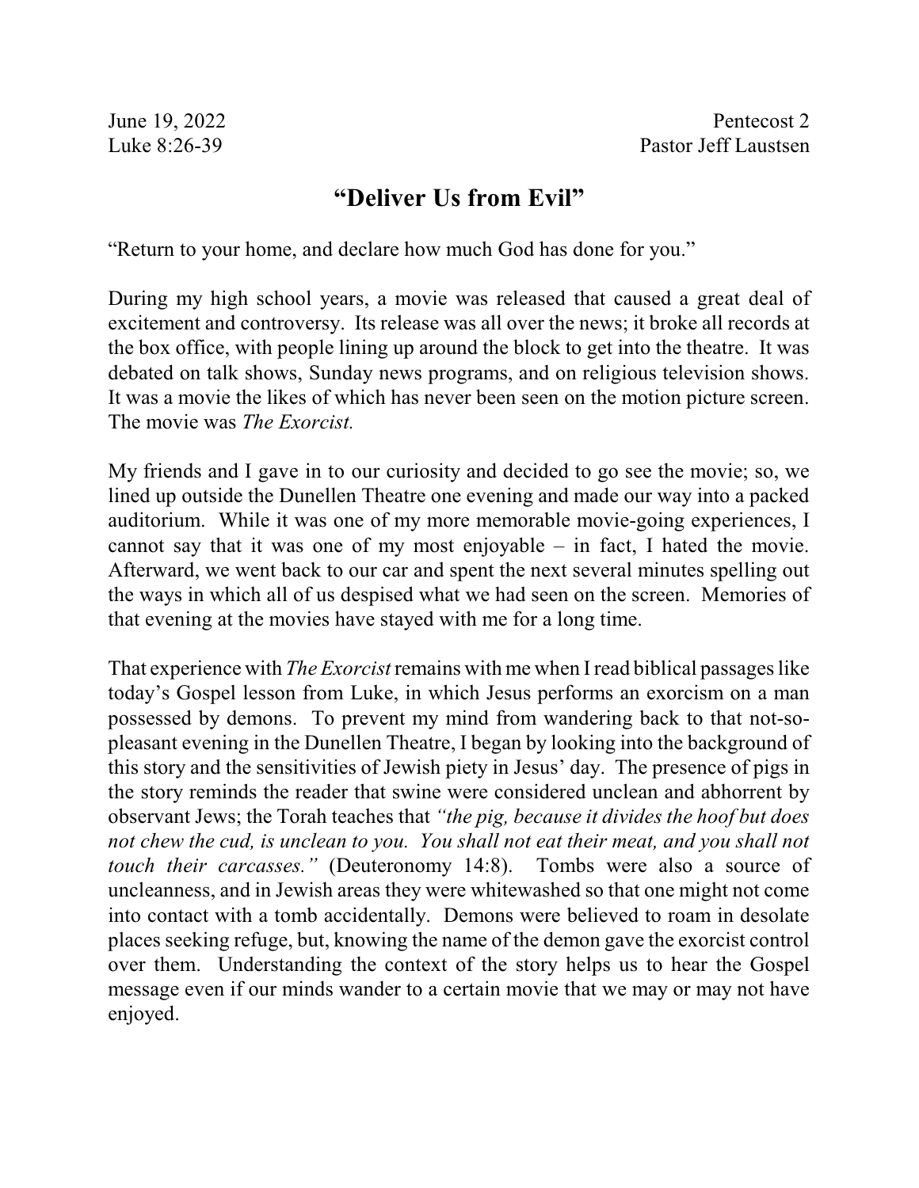June 19, 2022 Pentecost 2
Luke 8:26-39 Pastor Jeff Laustsen

# "Deliver Us from Evil"

"Return to your home, and declare how much God has done for you."

During my high school years, a movie was released that caused a great deal of excitement and controversy. Its release was all over the news; it broke all records at the box office, with people lining up around the block to get into the theatre. It was debated on talk shows, Sunday news programs, and on religious television shows. It was a movie the likes of which has never been seen on the motion picture screen. The movie was *The Exorcist.*

My friends and I gave in to our curiosity and decided to go see the movie; so, we lined up outside the Dunellen Theatre one evening and made our way into a packed auditorium. While it was one of my more memorable movie-going experiences, I cannot say that it was one of my most enjoyable – in fact, I hated the movie. Afterward, we went back to our car and spent the next several minutes spelling out the ways in which all of us despised what we had seen on the screen. Memories of that evening at the movies have stayed with me for a long time.

That experience with *The Exorcist* remains with me when I read biblical passages like today's Gospel lesson from Luke, in which Jesus performs an exorcism on a man possessed by demons. To prevent my mind from wandering back to that not-so-pleasant evening in the Dunellen Theatre, I began by looking into the background of this story and the sensitivities of Jewish piety in Jesus' day. The presence of pigs in the story reminds the reader that swine were considered unclean and abhorrent by observant Jews; the Torah teaches that *"the pig, because it divides the hoof but does not chew the cud, is unclean to you. You shall not eat their meat, and you shall not touch their carcasses."* (Deuteronomy 14:8). Tombs were also a source of uncleanness, and in Jewish areas they were whitewashed so that one might not come into contact with a tomb accidentally. Demons were believed to roam in desolate places seeking refuge, but, knowing the name of the demon gave the exorcist control over them. Understanding the context of the story helps us to hear the Gospel message even if our minds wander to a certain movie that we may or may not have enjoyed.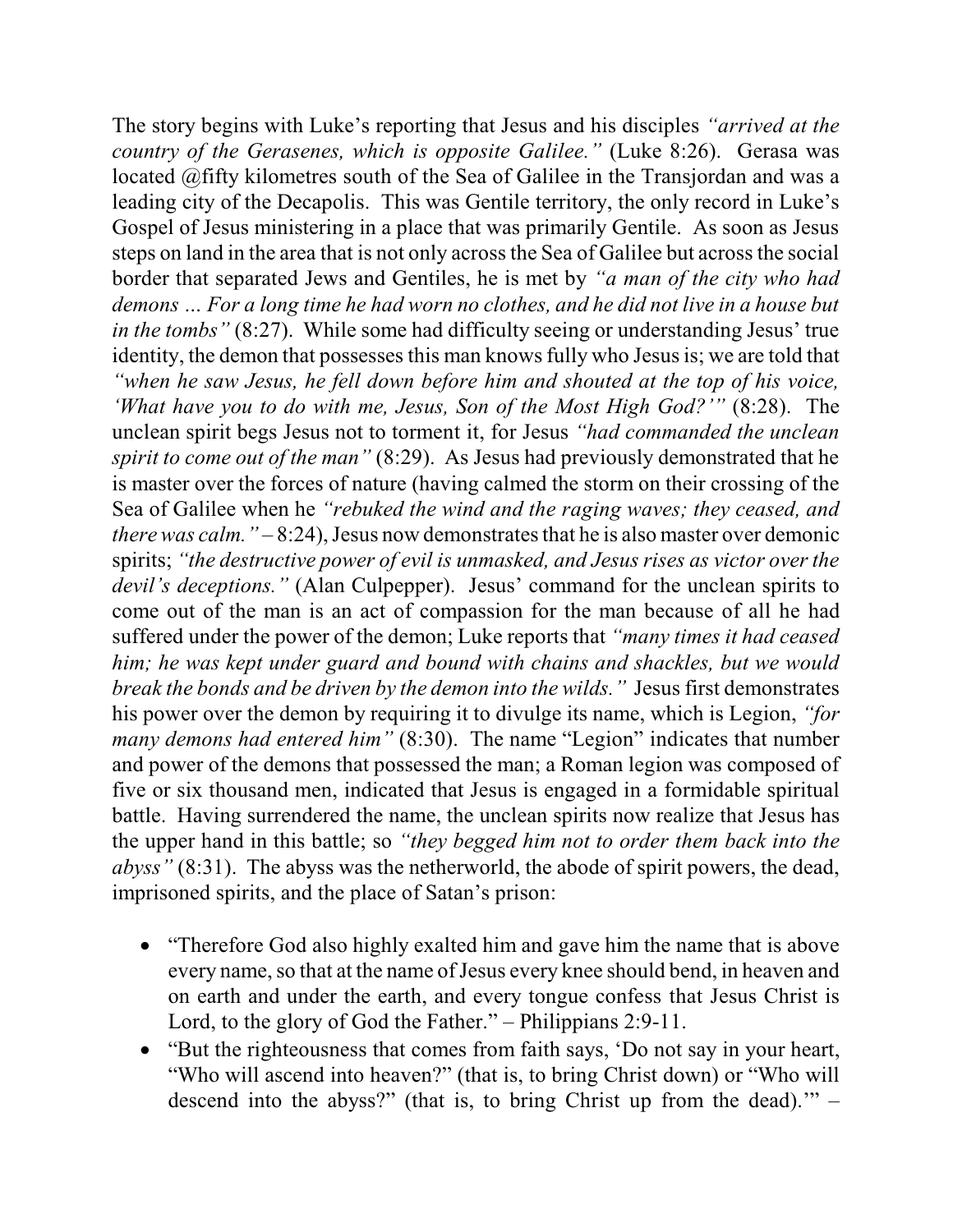The story begins with Luke's reporting that Jesus and his disciples *"arrived at the country of the Gerasenes, which is opposite Galilee."* (Luke 8:26). Gerasa was located @fifty kilometres south of the Sea of Galilee in the Transjordan and was a leading city of the Decapolis. This was Gentile territory, the only record in Luke's Gospel of Jesus ministering in a place that was primarily Gentile. As soon as Jesus steps on land in the area that is not only across the Sea of Galilee but across the social border that separated Jews and Gentiles, he is met by *"a man of the city who had demons ... For a long time he had worn no clothes, and he did not live in a house but in the tombs"* (8:27). While some had difficulty seeing or understanding Jesus' true identity, the demon that possesses this man knows fully who Jesus is; we are told that *"when he saw Jesus, he fell down before him and shouted at the top of his voice, 'What have you to do with me, Jesus, Son of the Most High God?'"* (8:28). The unclean spirit begs Jesus not to torment it, for Jesus *"had commanded the unclean spirit to come out of the man"* (8:29). As Jesus had previously demonstrated that he is master over the forces of nature (having calmed the storm on their crossing of the Sea of Galilee when he *"rebuked the wind and the raging waves; they ceased, and there was calm."* – 8:24), Jesus now demonstrates that he is also master over demonic spirits; *"the destructive power of evil is unmasked, and Jesus rises as victor over the devil's deceptions."* (Alan Culpepper). Jesus' command for the unclean spirits to come out of the man is an act of compassion for the man because of all he had suffered under the power of the demon; Luke reports that *"many times it had ceased him; he was kept under guard and bound with chains and shackles, but we would break the bonds and be driven by the demon into the wilds."* Jesus first demonstrates his power over the demon by requiring it to divulge its name, which is Legion, *"for many demons had entered him"* (8:30). The name "Legion" indicates that number and power of the demons that possessed the man; a Roman legion was composed of five or six thousand men, indicated that Jesus is engaged in a formidable spiritual battle. Having surrendered the name, the unclean spirits now realize that Jesus has the upper hand in this battle; so *"they begged him not to order them back into the abyss"* (8:31). The abyss was the netherworld, the abode of spirit powers, the dead, imprisoned spirits, and the place of Satan's prison:

- "Therefore God also highly exalted him and gave him the name that is above every name, so that at the name of Jesus every knee should bend, in heaven and on earth and under the earth, and every tongue confess that Jesus Christ is Lord, to the glory of God the Father." – Philippians 2:9-11.
- "But the righteousness that comes from faith says, 'Do not say in your heart, "Who will ascend into heaven?" (that is, to bring Christ down) or "Who will descend into the abyss?" (that is, to bring Christ up from the dead).'" –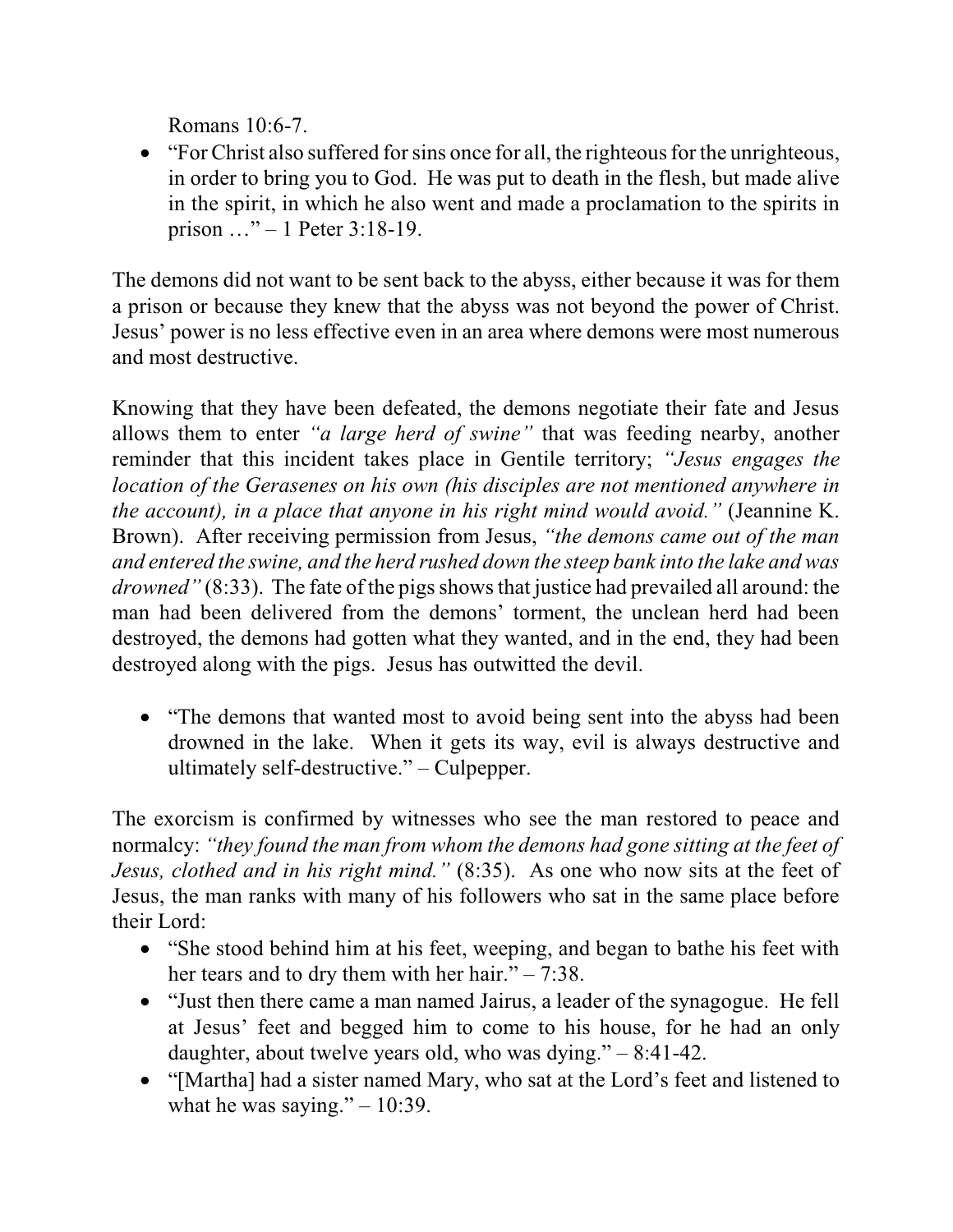Romans 10:6-7.

- "For Christ also suffered for sins once for all, the righteous for the unrighteous, in order to bring you to God. He was put to death in the flesh, but made alive in the spirit, in which he also went and made a proclamation to the spirits in prison …" – 1 Peter 3:18-19.

The demons did not want to be sent back to the abyss, either because it was for them a prison or because they knew that the abyss was not beyond the power of Christ. Jesus' power is no less effective even in an area where demons were most numerous and most destructive.

Knowing that they have been defeated, the demons negotiate their fate and Jesus allows them to enter *"a large herd of swine"* that was feeding nearby, another reminder that this incident takes place in Gentile territory; *"Jesus engages the location of the Gerasenes on his own (his disciples are not mentioned anywhere in the account), in a place that anyone in his right mind would avoid."* (Jeannine K. Brown). After receiving permission from Jesus, *"the demons came out of the man and entered the swine, and the herd rushed down the steep bank into the lake and was drowned"* (8:33). The fate of the pigs shows that justice had prevailed all around: the man had been delivered from the demons' torment, the unclean herd had been destroyed, the demons had gotten what they wanted, and in the end, they had been destroyed along with the pigs. Jesus has outwitted the devil.

- "The demons that wanted most to avoid being sent into the abyss had been drowned in the lake. When it gets its way, evil is always destructive and ultimately self-destructive." – Culpepper.

The exorcism is confirmed by witnesses who see the man restored to peace and normalcy: *"they found the man from whom the demons had gone sitting at the feet of Jesus, clothed and in his right mind."* (8:35). As one who now sits at the feet of Jesus, the man ranks with many of his followers who sat in the same place before their Lord:

- "She stood behind him at his feet, weeping, and began to bathe his feet with her tears and to dry them with her hair." – 7:38.
- "Just then there came a man named Jairus, a leader of the synagogue. He fell at Jesus' feet and begged him to come to his house, for he had an only daughter, about twelve years old, who was dying." – 8:41-42.
- "[Martha] had a sister named Mary, who sat at the Lord's feet and listened to what he was saying." – 10:39.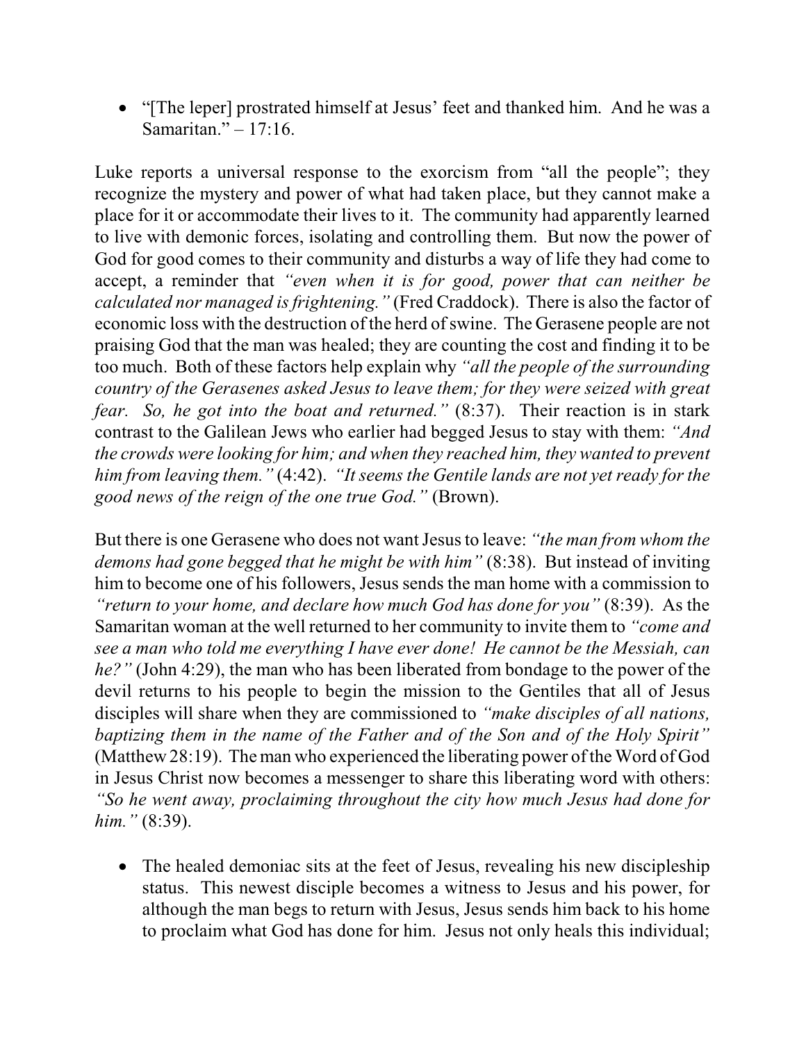- "[The leper] prostrated himself at Jesus' feet and thanked him. And he was a Samaritan." – 17:16.

Luke reports a universal response to the exorcism from "all the people"; they recognize the mystery and power of what had taken place, but they cannot make a place for it or accommodate their lives to it. The community had apparently learned to live with demonic forces, isolating and controlling them. But now the power of God for good comes to their community and disturbs a way of life they had come to accept, a reminder that *"even when it is for good, power that can neither be calculated nor managed is frightening."* (Fred Craddock). There is also the factor of economic loss with the destruction of the herd of swine. The Gerasene people are not praising God that the man was healed; they are counting the cost and finding it to be too much. Both of these factors help explain why *"all the people of the surrounding country of the Gerasenes asked Jesus to leave them; for they were seized with great fear. So, he got into the boat and returned."* (8:37). Their reaction is in stark contrast to the Galilean Jews who earlier had begged Jesus to stay with them: *"And the crowds were looking for him; and when they reached him, they wanted to prevent him from leaving them."* (4:42). *"It seems the Gentile lands are not yet ready for the good news of the reign of the one true God."* (Brown).

But there is one Gerasene who does not want Jesus to leave: *"the man from whom the demons had gone begged that he might be with him"* (8:38). But instead of inviting him to become one of his followers, Jesus sends the man home with a commission to *"return to your home, and declare how much God has done for you"* (8:39). As the Samaritan woman at the well returned to her community to invite them to *"come and see a man who told me everything I have ever done! He cannot be the Messiah, can he?"* (John 4:29), the man who has been liberated from bondage to the power of the devil returns to his people to begin the mission to the Gentiles that all of Jesus disciples will share when they are commissioned to *"make disciples of all nations, baptizing them in the name of the Father and of the Son and of the Holy Spirit"* (Matthew 28:19). The man who experienced the liberating power of the Word of God in Jesus Christ now becomes a messenger to share this liberating word with others: *"So he went away, proclaiming throughout the city how much Jesus had done for him."* (8:39).

- The healed demoniac sits at the feet of Jesus, revealing his new discipleship status. This newest disciple becomes a witness to Jesus and his power, for although the man begs to return with Jesus, Jesus sends him back to his home to proclaim what God has done for him. Jesus not only heals this individual;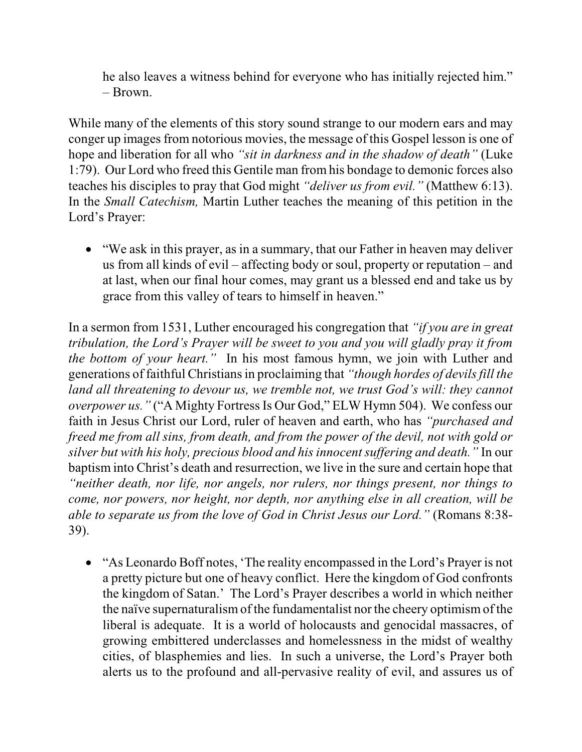he also leaves a witness behind for everyone who has initially rejected him." – Brown.

While many of the elements of this story sound strange to our modern ears and may conger up images from notorious movies, the message of this Gospel lesson is one of hope and liberation for all who *"sit in darkness and in the shadow of death"* (Luke 1:79). Our Lord who freed this Gentile man from his bondage to demonic forces also teaches his disciples to pray that God might *"deliver us from evil."* (Matthew 6:13). In the *Small Catechism,* Martin Luther teaches the meaning of this petition in the Lord's Prayer:

- "We ask in this prayer, as in a summary, that our Father in heaven may deliver us from all kinds of evil – affecting body or soul, property or reputation – and at last, when our final hour comes, may grant us a blessed end and take us by grace from this valley of tears to himself in heaven."

In a sermon from 1531, Luther encouraged his congregation that *"if you are in great tribulation, the Lord's Prayer will be sweet to you and you will gladly pray it from the bottom of your heart."* In his most famous hymn, we join with Luther and generations of faithful Christians in proclaiming that *"though hordes of devils fill the land all threatening to devour us, we tremble not, we trust God's will: they cannot overpower us."* ("A Mighty Fortress Is Our God," ELW Hymn 504). We confess our faith in Jesus Christ our Lord, ruler of heaven and earth, who has *"purchased and freed me from all sins, from death, and from the power of the devil, not with gold or silver but with his holy, precious blood and his innocent suffering and death."* In our baptism into Christ's death and resurrection, we live in the sure and certain hope that *"neither death, nor life, nor angels, nor rulers, nor things present, nor things to come, nor powers, nor height, nor depth, nor anything else in all creation, will be able to separate us from the love of God in Christ Jesus our Lord."* (Romans 8:38-39).

- "As Leonardo Boff notes, 'The reality encompassed in the Lord's Prayer is not a pretty picture but one of heavy conflict. Here the kingdom of God confronts the kingdom of Satan.' The Lord's Prayer describes a world in which neither the naïve supernaturalism of the fundamentalist nor the cheery optimism of the liberal is adequate. It is a world of holocausts and genocidal massacres, of growing embittered underclasses and homelessness in the midst of wealthy cities, of blasphemies and lies. In such a universe, the Lord's Prayer both alerts us to the profound and all-pervasive reality of evil, and assures us of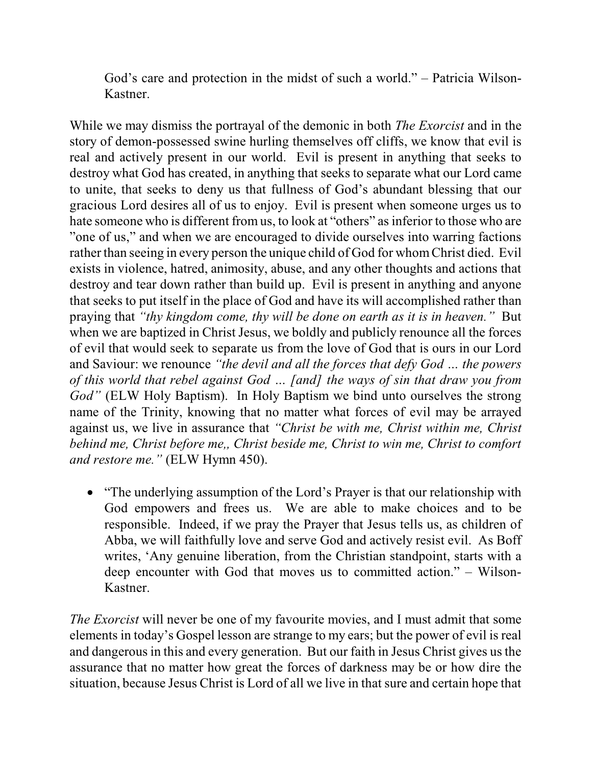God's care and protection in the midst of such a world." – Patricia Wilson-Kastner.

While we may dismiss the portrayal of the demonic in both *The Exorcist* and in the story of demon-possessed swine hurling themselves off cliffs, we know that evil is real and actively present in our world. Evil is present in anything that seeks to destroy what God has created, in anything that seeks to separate what our Lord came to unite, that seeks to deny us that fullness of God's abundant blessing that our gracious Lord desires all of us to enjoy. Evil is present when someone urges us to hate someone who is different from us, to look at "others" as inferior to those who are "one of us," and when we are encouraged to divide ourselves into warring factions rather than seeing in every person the unique child of God for whom Christ died. Evil exists in violence, hatred, animosity, abuse, and any other thoughts and actions that destroy and tear down rather than build up. Evil is present in anything and anyone that seeks to put itself in the place of God and have its will accomplished rather than praying that *"thy kingdom come, thy will be done on earth as it is in heaven."* But when we are baptized in Christ Jesus, we boldly and publicly renounce all the forces of evil that would seek to separate us from the love of God that is ours in our Lord and Saviour: we renounce *"the devil and all the forces that defy God … the powers of this world that rebel against God … [and] the ways of sin that draw you from God"* (ELW Holy Baptism). In Holy Baptism we bind unto ourselves the strong name of the Trinity, knowing that no matter what forces of evil may be arrayed against us, we live in assurance that *"Christ be with me, Christ within me, Christ behind me, Christ before me,, Christ beside me, Christ to win me, Christ to comfort and restore me."* (ELW Hymn 450).

- "The underlying assumption of the Lord's Prayer is that our relationship with God empowers and frees us. We are able to make choices and to be responsible. Indeed, if we pray the Prayer that Jesus tells us, as children of Abba, we will faithfully love and serve God and actively resist evil. As Boff writes, 'Any genuine liberation, from the Christian standpoint, starts with a deep encounter with God that moves us to committed action." – Wilson-Kastner.

*The Exorcist* will never be one of my favourite movies, and I must admit that some elements in today's Gospel lesson are strange to my ears; but the power of evil is real and dangerous in this and every generation. But our faith in Jesus Christ gives us the assurance that no matter how great the forces of darkness may be or how dire the situation, because Jesus Christ is Lord of all we live in that sure and certain hope that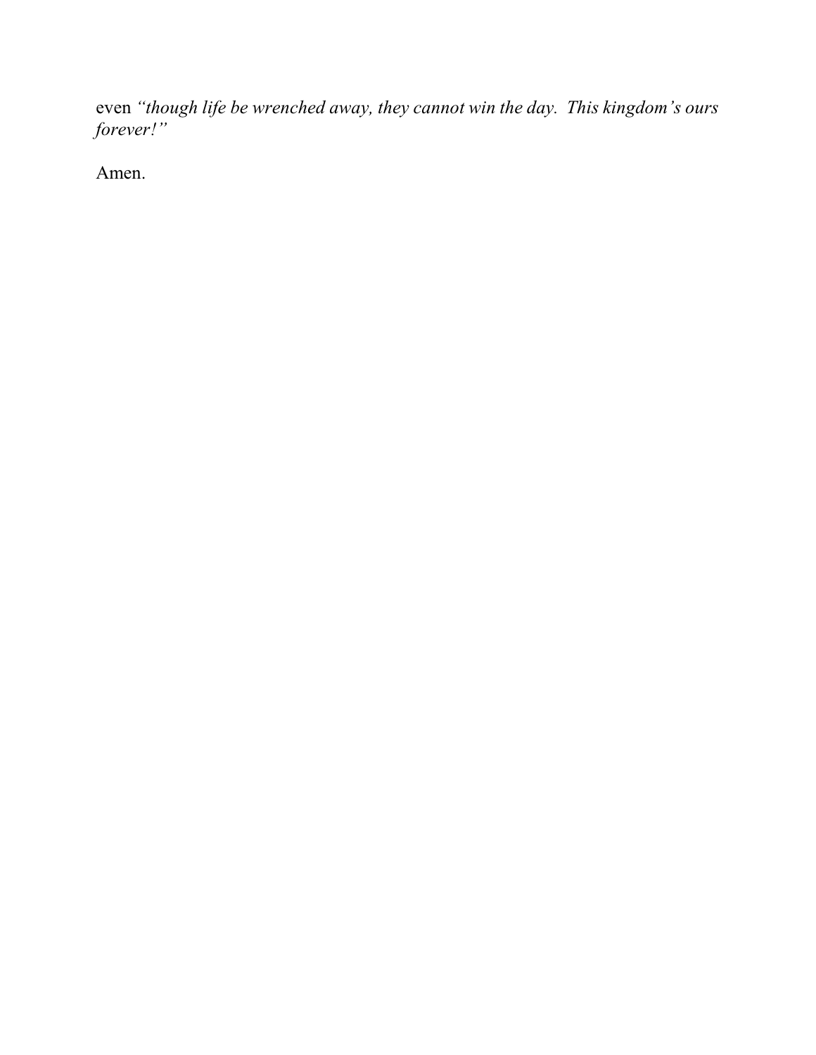even *"though life be wrenched away, they cannot win the day. This kingdom's ours forever!"*

Amen.